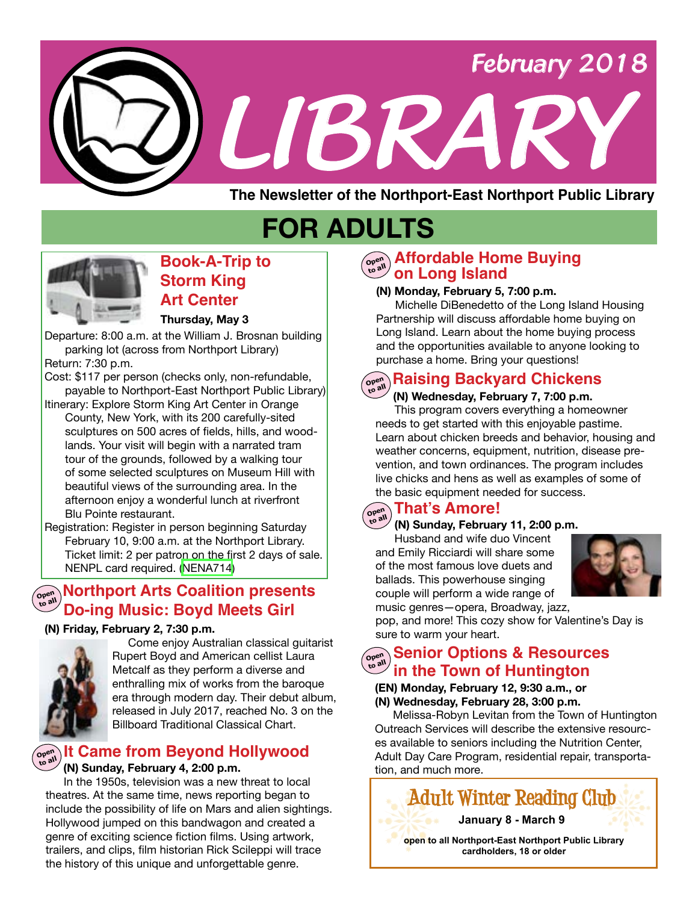February 2018

# LIBRARY

The Newsletter of the Northport-East Northport Public Library

## FOR ADULTS

### Book-A-Trip to Storm King Art Center

**Thursday, May 3**

Departure: 8:00 a.m. at the William J. Brosnan building parking lot (across from Northport Library)

Return: 7:30 p.m.

Cost: $117 per person (checks only, non-refundable, payable to Northport-East Northport Public Library)

Itinerary: Explore Storm King Art Center in Orange County, New York, with its 200 carefully-sited sculptures on 500 acres of fields, hills, and woodlands. Your visit will begin with a narrated tram tour of the grounds, followed by a walking tour of some selected sculptures on Museum Hill with beautiful views of the surrounding area. In the afternoon enjoy a wonderful lunch at riverfront Blu Pointe restaurant.

Registration: Register in person beginning Saturday February 10, 9:00 a.m. at the Northport Library. Ticket limit: 2 per patron on the first 2 days of sale. NENPL card required. (NENA714)

### Northport Arts Coalition presents Do-ing Music: Boyd Meets Girl

Open to all

**(N) Friday, February 2, 7:30 p.m.**

Come enjoy Australian classical guitarist Rupert Boyd and American cellist Laura Metcalf as they perform a diverse and enthralling mix of works from the baroque era through modern day. Their debut album, released in July 2017, reached No. 3 on the Billboard Traditional Classical Chart.

### It Came from Beyond Hollywood

Open to all

**(N) Sunday, February 4, 2:00 p.m.**

In the 1950s, television was a new threat to local theatres. At the same time, news reporting began to include the possibility of life on Mars and alien sightings. Hollywood jumped on this bandwagon and created a genre of exciting science fiction films. Using artwork, trailers, and clips, film historian Rick Scileppi will trace the history of this unique and unforgettable genre.

### Affordable Home Buying on Long Island

Open to all

**(N) Monday, February 5, 7:00 p.m.**

Michelle DiBenedetto of the Long Island Housing Partnership will discuss affordable home buying on Long Island. Learn about the home buying process and the opportunities available to anyone looking to purchase a home. Bring your questions!

### Raising Backyard Chickens

Open to all

**(N) Wednesday, February 7, 7:00 p.m.**

This program covers everything a homeowner needs to get started with this enjoyable pastime. Learn about chicken breeds and behavior, housing and weather concerns, equipment, nutrition, disease prevention, and town ordinances. The program includes live chicks and hens as well as examples of some of the basic equipment needed for success.

### That's Amore!

Open to all

**(N) Sunday, February 11, 2:00 p.m.**

Husband and wife duo Vincent and Emily Ricciardi will share some of the most famous love duets and ballads. This powerhouse singing couple will perform a wide range of music genres—opera, Broadway, jazz, pop, and more! This cozy show for Valentine's Day is sure to warm your heart.

### Senior Options & Resources in the Town of Huntington

Open to all

**(EN) Monday, February 12, 9:30 a.m., or**
**(N) Wednesday, February 28, 3:00 p.m.**

Melissa-Robyn Levitan from the Town of Huntington Outreach Services will describe the extensive resources available to seniors including the Nutrition Center, Adult Day Care Program, residential repair, transportation, and much more.

### Adult Winter Reading Club

**January 8 - March 9**

**open to all Northport-East Northport Public Library cardholders, 18 or older**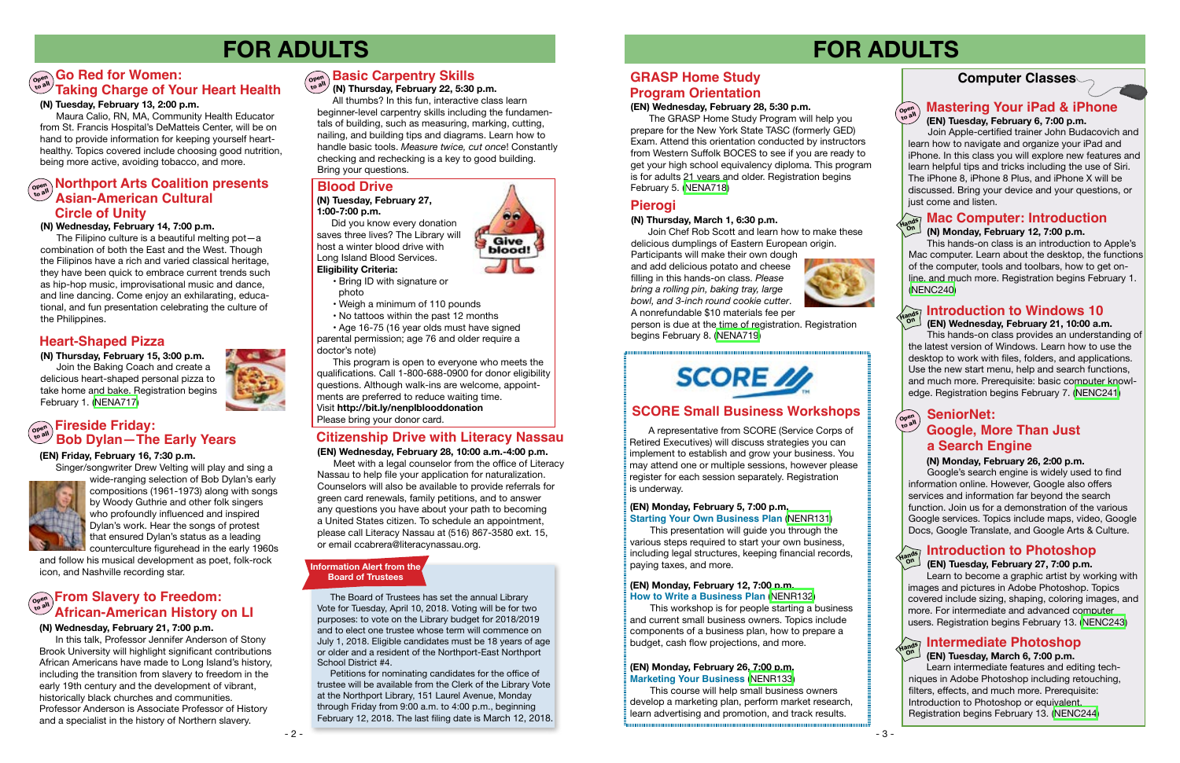# FOR ADULTS

## Go Red for Women: Taking Charge of Your Heart Health

*Open to all*

**(N) Tuesday, February 13, 2:00 p.m.**

Maura Calio, RN, MA, Community Health Educator from St. Francis Hospital's DeMatteis Center, will be on hand to provide information for keeping yourself hearthealthy. Topics covered include choosing good nutrition, being more active, avoiding tobacco, and more.

## Northport Arts Coalition presents Asian-American Cultural Circle of Unity

*Open to all*

**(N) Wednesday, February 14, 7:00 p.m.**

The Filipino culture is a beautiful melting pot—a combination of both the East and the West. Though the Filipinos have a rich and varied classical heritage, they have been quick to embrace current trends such as hip-hop music, improvisational music and dance, and line dancing. Come enjoy an exhilarating, educational, and fun presentation celebrating the culture of the Philippines.

## Heart-Shaped Pizza

**(N) Thursday, February 15, 3:00 p.m.**

Join the Baking Coach and create a delicious heart-shaped personal pizza to take home and bake. Registration begins February 1. (NENA717)

## Fireside Friday: Bob Dylan—The Early Years

*Open to all*

**(EN) Friday, February 16, 7:30 p.m.**

Singer/songwriter Drew Velting will play and sing a wide-ranging selection of Bob Dylan's early compositions (1961-1973) along with songs by Woody Guthrie and other folk singers who profoundly influenced and inspired Dylan's work. Hear the songs of protest that ensured Dylan's status as a leading counterculture figurehead in the early 1960s and follow his musical development as poet, folk-rock icon, and Nashville recording star.

## From Slavery to Freedom: African-American History on LI

*Open to all*

**(N) Wednesday, February 21, 7:00 p.m.**

In this talk, Professor Jennifer Anderson of Stony Brook University will highlight significant contributions African Americans have made to Long Island's history, including the transition from slavery to freedom in the early 19th century and the development of vibrant, historically black churches and communities. Professor Anderson is Associate Professor of History and a specialist in the history of Northern slavery.

## Basic Carpentry Skills

*Open to all*

**(N) Thursday, February 22, 5:30 p.m.**

All thumbs? In this fun, interactive class learn beginner-level carpentry skills including the fundamentals of building, such as measuring, marking, cutting, nailing, and building tips and diagrams. Learn how to handle basic tools. *Measure twice, cut once!* Constantly checking and rechecking is a key to good building. Bring your questions.

## Blood Drive

**(N) Tuesday, February 27, 1:00-7:00 p.m.**

Did you know every donation saves three lives? The Library will host a winter blood drive with Long Island Blood Services.

**Eligibility Criteria:**

- Bring ID with signature or photo
- Weigh a minimum of 110 pounds
- No tattoos within the past 12 months
- Age 16-75 (16 year olds must have signed parental permission; age 76 and older require a doctor's note)

This program is open to everyone who meets the qualifications. Call 1-800-688-0900 for donor eligibility questions. Although walk-ins are welcome, appointments are preferred to reduce waiting time. Visit **http://bit.ly/nenplblooddonation**

Please bring your donor card.

## Citizenship Drive with Literacy Nassau

**(EN) Wednesday, February 28, 10:00 a.m.-4:00 p.m.**

Meet with a legal counselor from the office of Literacy Nassau to help file your application for naturalization. Counselors will also be available to provide referrals for green card renewals, family petitions, and to answer any questions you have about your path to becoming a United States citizen. To schedule an appointment, please call Literacy Nassau at (516) 867-3580 ext. 15, or email ccabrera@literacynassau.org.

### Information Alert from the Board of Trustees

The Board of Trustees has set the annual Library Vote for Tuesday, April 10, 2018. Voting will be for two purposes: to vote on the Library budget for 2018/2019 and to elect one trustee whose term will commence on July 1, 2018. Eligible candidates must be 18 years of age or older and a resident of the Northport-East Northport School District #4.

Petitions for nominating candidates for the office of trustee will be available from the Clerk of the Library Vote at the Northport Library, 151 Laurel Avenue, Monday through Friday from 9:00 a.m. to 4:00 p.m., beginning February 12, 2018. The last filing date is March 12, 2018.

# FOR ADULTS

## GRASP Home Study Program Orientation

**(EN) Wednesday, February 28, 5:30 p.m.**

The GRASP Home Study Program will help you prepare for the New York State TASC (formerly GED) Exam. Attend this orientation conducted by instructors from Western Suffolk BOCES to see if you are ready to get your high school equivalency diploma. This program is for adults 21 years and older. Registration begins February 5. (NENA718)

## Pierogi

**(N) Thursday, March 1, 6:30 p.m.**

Join Chef Rob Scott and learn how to make these delicious dumplings of Eastern European origin. Participants will make their own dough and add delicious potato and cheese filling in this hands-on class. *Please bring a rolling pin, baking tray, large bowl, and 3-inch round cookie cutter*. A nonrefundable $10 materials fee per person is due at the time of registration. Registration begins February 8. (NENA719)

## SCORE Small Business Workshops

A representative from SCORE (Service Corps of Retired Executives) will discuss strategies you can implement to establish and grow your business. You may attend one or multiple sessions, however please register for each session separately. Registration is underway.

**(EN) Monday, February 5, 7:00 p.m.**
**Starting Your Own Business Plan** (NENR131)

This presentation will guide you through the various steps required to start your own business, including legal structures, keeping financial records, paying taxes, and more.

**(EN) Monday, February 12, 7:00 p.m.**
**How to Write a Business Plan** (NENR132)

This workshop is for people starting a business and current small business owners. Topics include components of a business plan, how to prepare a budget, cash flow projections, and more.

**(EN) Monday, February 26, 7:00 p.m.**
**Marketing Your Business** (NENR133)

This course will help small business owners develop a marketing plan, perform market research, learn advertising and promotion, and track results.

## Computer Classes

### Mastering Your iPad & iPhone

*Open to all*

**(EN) Tuesday, February 6, 7:00 p.m.**

Join Apple-certified trainer John Budacovich and learn how to navigate and organize your iPad and iPhone. In this class you will explore new features and learn helpful tips and tricks including the use of Siri. The iPhone 8, iPhone 8 Plus, and iPhone X will be discussed. Bring your device and your questions, or just come and listen.

### Mac Computer: Introduction

*Hands On*

**(N) Monday, February 12, 7:00 p.m.**

This hands-on class is an introduction to Apple's Mac computer. Learn about the desktop, the functions of the computer, tools and toolbars, how to get online, and much more. Registration begins February 1. (NENC240)

### Introduction to Windows 10

*Hands On*

**(EN) Wednesday, February 21, 10:00 a.m.**

This hands-on class provides an understanding of the latest version of Windows. Learn how to use the desktop to work with files, folders, and applications. Use the new start menu, help and search functions, and much more. Prerequisite: basic computer knowledge. Registration begins February 7. (NENC241)

### SeniorNet: Google, More Than Just a Search Engine

*Open to all*

**(N) Monday, February 26, 2:00 p.m.**

Google's search engine is widely used to find information online. However, Google also offers services and information far beyond the search function. Join us for a demonstration of the various Google services. Topics include maps, video, Google Docs, Google Translate, and Google Arts & Culture.

### Introduction to Photoshop

*Hands On*

**(EN) Tuesday, February 27, 7:00 p.m.**

Learn to become a graphic artist by working with images and pictures in Adobe Photoshop. Topics covered include sizing, shaping, coloring images, and more. For intermediate and advanced computer users. Registration begins February 13. (NENC243)

### Intermediate Photoshop

*Hands On*

**(EN) Tuesday, March 6, 7:00 p.m.**

Learn intermediate features and editing techniques in Adobe Photoshop including retouching, filters, effects, and much more. Prerequisite: Introduction to Photoshop or equivalent. Registration begins February 13. (NENC244)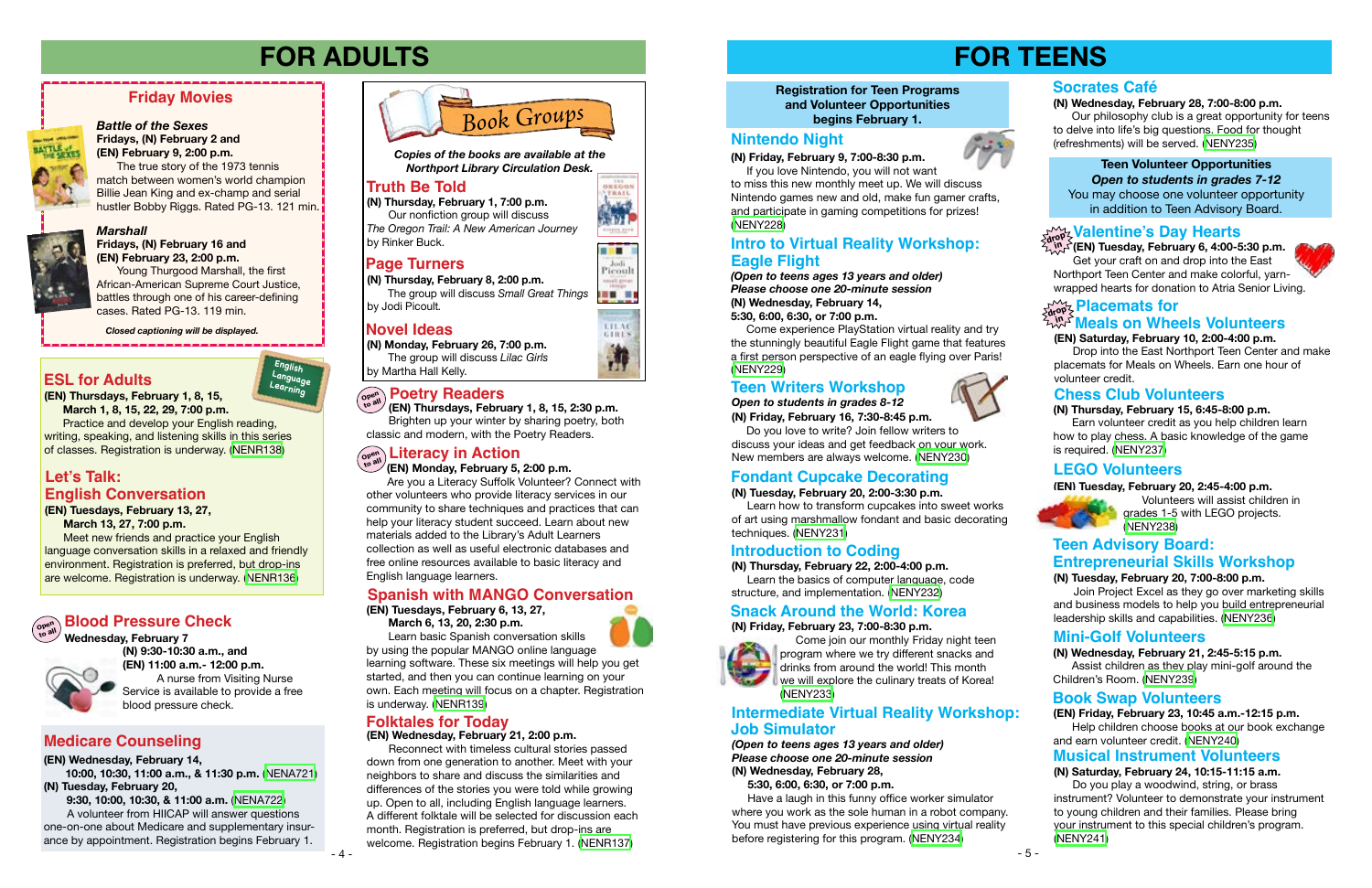# FOR ADULTS

## Friday Movies

***Battle of the Sexes***
**Fridays, (N) February 2 and (EN) February 9, 2:00 p.m.**
The true story of the 1973 tennis match between women's world champion Billie Jean King and ex-champ and serial hustler Bobby Riggs. Rated PG-13. 121 min.

***Marshall***
**Fridays, (N) February 16 and (EN) February 23, 2:00 p.m.**
Young Thurgood Marshall, the first African-American Supreme Court Justice, battles through one of his career-defining cases. Rated PG-13. 119 min.

***Closed captioning will be displayed.***

## ESL for Adults

English Language Learning

**(EN) Thursdays, February 1, 8, 15, March 1, 8, 15, 22, 29, 7:00 p.m.**
Practice and develop your English reading, writing, speaking, and listening skills in this series of classes. Registration is underway. (NENR138)

## Let's Talk: English Conversation

**(EN) Tuesdays, February 13, 27, March 13, 27, 7:00 p.m.**
Meet new friends and practice your English language conversation skills in a relaxed and friendly environment. Registration is preferred, but drop-ins are welcome. Registration is underway. (NENR136)

## Blood Pressure Check

Open to all

**Wednesday, February 7**
**(N) 9:30-10:30 a.m., and**
**(EN) 11:00 a.m.- 12:00 p.m.**
A nurse from Visiting Nurse Service is available to provide a free blood pressure check.

## Medicare Counseling

**(EN) Wednesday, February 14, 10:00, 10:30, 11:00 a.m., & 11:30 p.m.** (NENA721)
**(N) Tuesday, February 20, 9:30, 10:00, 10:30, & 11:00 a.m.** (NENA722)
A volunteer from HIICAP will answer questions one-on-one about Medicare and supplementary insurance by appointment. Registration begins February 1.

## Book Groups

***Copies of the books are available at the Northport Library Circulation Desk.***

### Truth Be Told

**(N) Thursday, February 1, 7:00 p.m.**
Our nonfiction group will discuss *The Oregon Trail: A New American Journey* by Rinker Buck.

### Page Turners

**(N) Thursday, February 8, 2:00 p.m.**
The group will discuss *Small Great Things* by Jodi Picoult.

### Novel Ideas

**(N) Monday, February 26, 7:00 p.m.**
The group will discuss *Lilac Girls* by Martha Hall Kelly.

## Poetry Readers

Open to all

**(EN) Thursdays, February 1, 8, 15, 2:30 p.m.**
Brighten up your winter by sharing poetry, both classic and modern, with the Poetry Readers.

## Literacy in Action

Open to all

**(EN) Monday, February 5, 2:00 p.m.**
Are you a Literacy Suffolk Volunteer? Connect with other volunteers who provide literacy services in our community to share techniques and practices that can help your literacy student succeed. Learn about new materials added to the Library's Adult Learners collection as well as useful electronic databases and free online resources available to basic literacy and English language learners.

## Spanish with MANGO Conversation

**(EN) Tuesdays, February 6, 13, 27, March 6, 13, 20, 2:30 p.m.**
Learn basic Spanish conversation skills by using the popular MANGO online language learning software. These six meetings will help you get started, and then you can continue learning on your own. Each meeting will focus on a chapter. Registration is underway. (NENR139)

## Folktales for Today

**(EN) Wednesday, February 21, 2:00 p.m.**
Reconnect with timeless cultural stories passed down from one generation to another. Meet with your neighbors to share and discuss the similarities and differences of the stories you were told while growing up. Open to all, including English language learners. A different folktale will be selected for discussion each month. Registration is preferred, but drop-ins are welcome. Registration begins February 1. (NENR137)

# FOR TEENS

**Registration for Teen Programs and Volunteer Opportunities begins February 1.**

## Nintendo Night

**(N) Friday, February 9, 7:00-8:30 p.m.**
If you love Nintendo, you will not want to miss this new monthly meet up. We will discuss Nintendo games new and old, make fun gamer crafts, and participate in gaming competitions for prizes! (NENY228)

## Intro to Virtual Reality Workshop: Eagle Flight

***(Open to teens ages 13 years and older)***
***Please choose one 20-minute session***
**(N) Wednesday, February 14, 5:30, 6:00, 6:30, or 7:00 p.m.**
Come experience PlayStation virtual reality and try the stunningly beautiful Eagle Flight game that features a first person perspective of an eagle flying over Paris! (NENY229)

## Teen Writers Workshop

***Open to students in grades 8-12***
**(N) Friday, February 16, 7:30-8:45 p.m.**
Do you love to write? Join fellow writers to discuss your ideas and get feedback on your work. New members are always welcome. (NENY230)

## Fondant Cupcake Decorating

**(N) Tuesday, February 20, 2:00-3:30 p.m.**
Learn how to transform cupcakes into sweet works of art using marshmallow fondant and basic decorating techniques. (NENY231)

## Introduction to Coding

**(N) Thursday, February 22, 2:00-4:00 p.m.**
Learn the basics of computer language, code structure, and implementation. (NENY232)

## Snack Around the World: Korea

**(N) Friday, February 23, 7:00-8:30 p.m.**
Come join our monthly Friday night teen program where we try different snacks and drinks from around the world! This month we will explore the culinary treats of Korea! (NENY233)

## Intermediate Virtual Reality Workshop: Job Simulator

***(Open to teens ages 13 years and older)***
***Please choose one 20-minute session***
**(N) Wednesday, February 28, 5:30, 6:00, 6:30, or 7:00 p.m.**
Have a laugh in this funny office worker simulator where you work as the sole human in a robot company. You must have previous experience using virtual reality before registering for this program. (NENY234)

## Socrates Café

**(N) Wednesday, February 28, 7:00-8:00 p.m.**
Our philosophy club is a great opportunity for teens to delve into life's big questions. Food for thought (refreshments) will be served. (NENY235)

**Teen Volunteer Opportunities**
***Open to students in grades 7-12***
You may choose one volunteer opportunity in addition to Teen Advisory Board.

## Valentine's Day Hearts

drop in

**(EN) Tuesday, February 6, 4:00-5:30 p.m.**
Get your craft on and drop into the East Northport Teen Center and make colorful, yarn-wrapped hearts for donation to Atria Senior Living.

## Placemats for Meals on Wheels Volunteers

drop in

**(EN) Saturday, February 10, 2:00-4:00 p.m.**
Drop into the East Northport Teen Center and make placemats for Meals on Wheels. Earn one hour of volunteer credit.

## Chess Club Volunteers

**(N) Thursday, February 15, 6:45-8:00 p.m.**
Earn volunteer credit as you help children learn how to play chess. A basic knowledge of the game is required. (NENY237)

## LEGO Volunteers

**(EN) Tuesday, February 20, 2:45-4:00 p.m.**
Volunteers will assist children in grades 1-5 with LEGO projects. (NENY238)

## Teen Advisory Board: Entrepreneurial Skills Workshop

**(N) Tuesday, February 20, 7:00-8:00 p.m.**
Join Project Excel as they go over marketing skills and business models to help you build entrepreneurial leadership skills and capabilities. (NENY236)

## Mini-Golf Volunteers

**(N) Wednesday, February 21, 2:45-5:15 p.m.**
Assist children as they play mini-golf around the Children's Room. (NENY239)

## Book Swap Volunteers

**(EN) Friday, February 23, 10:45 a.m.-12:15 p.m.**
Help children choose books at our book exchange and earn volunteer credit. (NENY240)

## Musical Instrument Volunteers

**(N) Saturday, February 24, 10:15-11:15 a.m.**
Do you play a woodwind, string, or brass instrument? Volunteer to demonstrate your instrument to young children and their families. Please bring your instrument to this special children's program. (NENY241)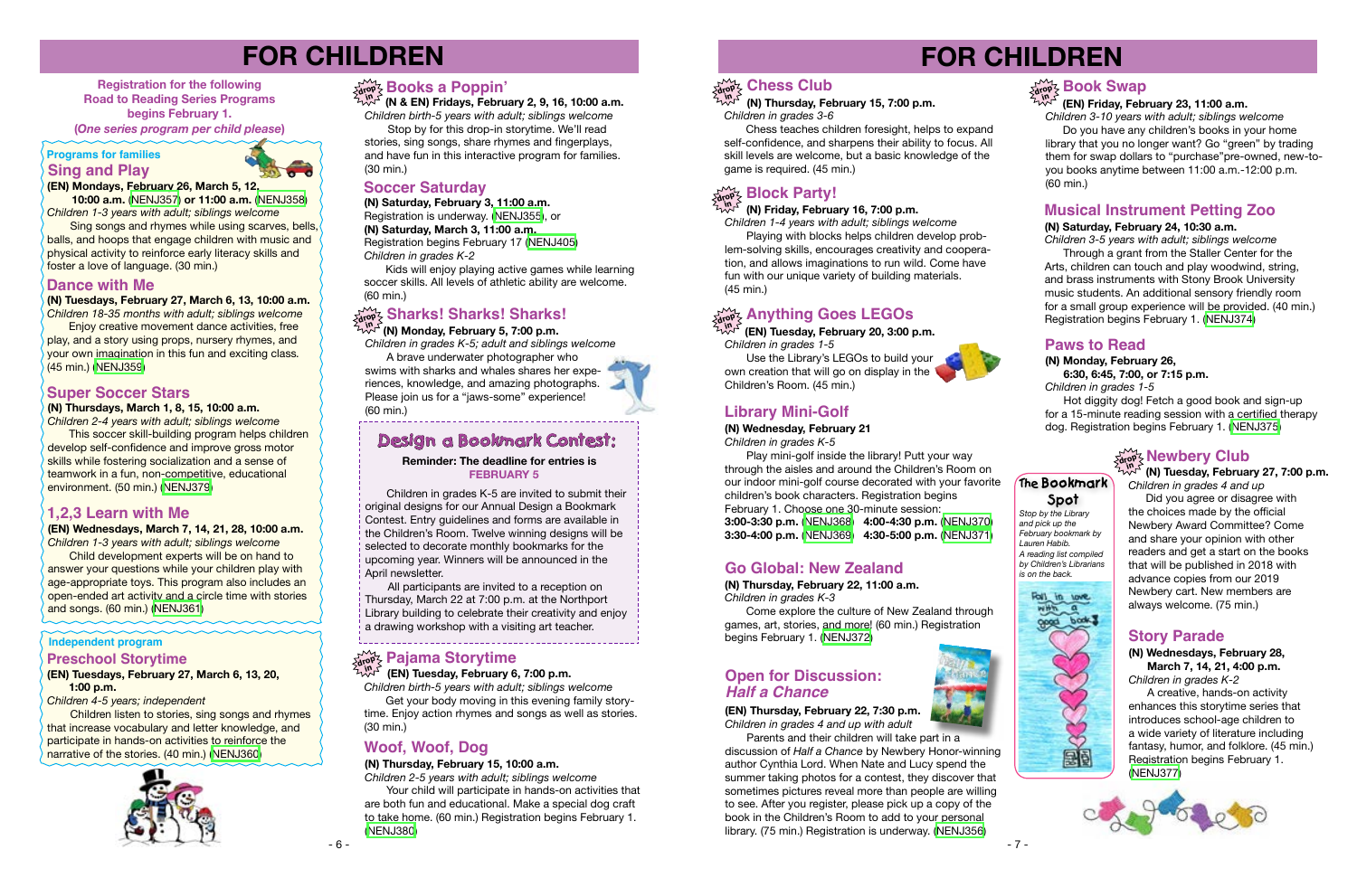# FOR CHILDREN

**Registration for the following Road to Reading Series Programs begins February 1. (*One series program per child please*)**

### Programs for families

## Sing and Play

**(EN) Mondays, February 26, March 5, 12, 10:00 a.m.** (NENJ357) **or 11:00 a.m.** (NENJ358)

*Children 1-3 years with adult; siblings welcome*

Sing songs and rhymes while using scarves, bells, balls, and hoops that engage children with music and physical activity to reinforce early literacy skills and foster a love of language. (30 min.)

## Dance with Me

**(N) Tuesdays, February 27, March 6, 13, 10:00 a.m.**

*Children 18-35 months with adult; siblings welcome*

Enjoy creative movement dance activities, free play, and a story using props, nursery rhymes, and your own imagination in this fun and exciting class. (45 min.) (NENJ359)

## Super Soccer Stars

**(N) Thursdays, March 1, 8, 15, 10:00 a.m.**

*Children 2-4 years with adult; siblings welcome*

This soccer skill-building program helps children develop self-confidence and improve gross motor skills while fostering socialization and a sense of teamwork in a fun, non-competitive, educational environment. (50 min.) (NENJ379)

## 1,2,3 Learn with Me

**(EN) Wednesdays, March 7, 14, 21, 28, 10:00 a.m.**

*Children 1-3 years with adult; siblings welcome*

Child development experts will be on hand to answer your questions while your children play with age-appropriate toys. This program also includes an open-ended art activity and a circle time with stories and songs. (60 min.) (NENJ361)

### Independent program

## Preschool Storytime

**(EN) Tuesdays, February 27, March 6, 13, 20, 1:00 p.m.**

*Children 4-5 years; independent*

Children listen to stories, sing songs and rhymes that increase vocabulary and letter knowledge, and participate in hands-on activities to reinforce the narrative of the stories. (40 min.) (NENJ360)

## Books a Poppin'

**(N & EN) Fridays, February 2, 9, 16, 10:00 a.m.**

*Children birth-5 years with adult; siblings welcome*

Stop by for this drop-in storytime. We'll read stories, sing songs, share rhymes and fingerplays, and have fun in this interactive program for families. (30 min.)

## Soccer Saturday

**(N) Saturday, February 3, 11:00 a.m.**
Registration is underway. (NENJ355), or
**(N) Saturday, March 3, 11:00 a.m.**
Registration begins February 17 (NENJ405)

*Children in grades K-2*

Kids will enjoy playing active games while learning soccer skills. All levels of athletic ability are welcome. (60 min.)

## Sharks! Sharks! Sharks!

**(N) Monday, February 5, 7:00 p.m.**

*Children in grades K-5; adult and siblings welcome*

A brave underwater photographer who swims with sharks and whales shares her experiences, knowledge, and amazing photographs. Please join us for a "jaws-some" experience! (60 min.)

## Design a Bookmark Contest:

**Reminder: The deadline for entries is FEBRUARY 5**

Children in grades K-5 are invited to submit their original designs for our Annual Design a Bookmark Contest. Entry guidelines and forms are available in the Children's Room. Twelve winning designs will be selected to decorate monthly bookmarks for the upcoming year. Winners will be announced in the April newsletter.

All participants are invited to a reception on Thursday, March 22 at 7:00 p.m. at the Northport Library building to celebrate their creativity and enjoy a drawing workshop with a visiting art teacher.

## Pajama Storytime

**(EN) Tuesday, February 6, 7:00 p.m.**

*Children birth-5 years with adult; siblings welcome*

Get your body moving in this evening family storytime. Enjoy action rhymes and songs as well as stories. (30 min.)

## Woof, Woof, Dog

**(N) Thursday, February 15, 10:00 a.m.**

*Children 2-5 years with adult; siblings welcome*

Your child will participate in hands-on activities that are both fun and educational. Make a special dog craft to take home. (60 min.) Registration begins February 1. (NENJ380)

# FOR CHILDREN

## Chess Club

**(N) Thursday, February 15, 7:00 p.m.**

*Children in grades 3-6*

Chess teaches children foresight, helps to expand self-confidence, and sharpens their ability to focus. All skill levels are welcome, but a basic knowledge of the game is required. (45 min.)

## Block Party!

**(N) Friday, February 16, 7:00 p.m.**

*Children 1-4 years with adult; siblings welcome*

Playing with blocks helps children develop problem-solving skills, encourages creativity and cooperation, and allows imaginations to run wild. Come have fun with our unique variety of building materials. (45 min.)

## Anything Goes LEGOs

**(EN) Tuesday, February 20, 3:00 p.m.**

*Children in grades 1-5*

Use the Library's LEGOs to build your own creation that will go on display in the Children's Room. (45 min.)

## Library Mini-Golf

**(N) Wednesday, February 21**

*Children in grades K-5*

Play mini-golf inside the library! Putt your way through the aisles and around the Children's Room on our indoor mini-golf course decorated with your favorite children's book characters. Registration begins February 1. Choose one 30-minute session:

**3:00-3:30 p.m.** (NENJ368) **4:00-4:30 p.m.** (NENJ370)
**3:30-4:00 p.m.** (NENJ369) **4:30-5:00 p.m.** (NENJ371)

## Go Global: New Zealand

**(N) Thursday, February 22, 11:00 a.m.**

*Children in grades K-3*

Come explore the culture of New Zealand through games, art, stories, and more! (60 min.) Registration begins February 1. (NENJ372)

## Open for Discussion: *Half a Chance*

**(EN) Thursday, February 22, 7:30 p.m.**

*Children in grades 4 and up with adult*

Parents and their children will take part in a discussion of *Half a Chance* by Newbery Honor-winning author Cynthia Lord. When Nate and Lucy spend the summer taking photos for a contest, they discover that sometimes pictures reveal more than people are willing to see. After you register, please pick up a copy of the book in the Children's Room to add to your personal library. (75 min.) Registration is underway. (NENJ356)

## Book Swap

**(EN) Friday, February 23, 11:00 a.m.**

*Children 3-10 years with adult; siblings welcome*

Do you have any children's books in your home library that you no longer want? Go "green" by trading them for swap dollars to "purchase" pre-owned, new-to-you books anytime between 11:00 a.m.-12:00 p.m. (60 min.)

## Musical Instrument Petting Zoo

**(N) Saturday, February 24, 10:30 a.m.**

*Children 3-5 years with adult; siblings welcome*

Through a grant from the Staller Center for the Arts, children can touch and play woodwind, string, and brass instruments with Stony Brook University music students. An additional sensory friendly room for a small group experience will be provided. (40 min.) Registration begins February 1. (NENJ374)

## Paws to Read

**(N) Monday, February 26, 6:30, 6:45, 7:00, or 7:15 p.m.**

*Children in grades 1-5*

Hot diggity dog! Fetch a good book and sign-up for a 15-minute reading session with a certified therapy dog. Registration begins February 1. (NENJ375)

### The Bookmark Spot

*Stop by the Library and pick up the February bookmark by Lauren Habib.*

*A reading list compiled by Children's Librarians is on the back.*

## Newbery Club

**(N) Tuesday, February 27, 7:00 p.m.**

*Children in grades 4 and up*

Did you agree or disagree with the choices made by the official Newbery Award Committee? Come and share your opinion with other readers and get a start on the books that will be published in 2018 with advance copies from our 2019 Newbery cart. New members are always welcome. (75 min.)

## Story Parade

**(N) Wednesdays, February 28, March 7, 14, 21, 4:00 p.m.**

*Children in grades K-2*

A creative, hands-on activity enhances this storytime series that introduces school-age children to a wide variety of literature including fantasy, humor, and folklore. (45 min.) Registration begins February 1. (NENJ377)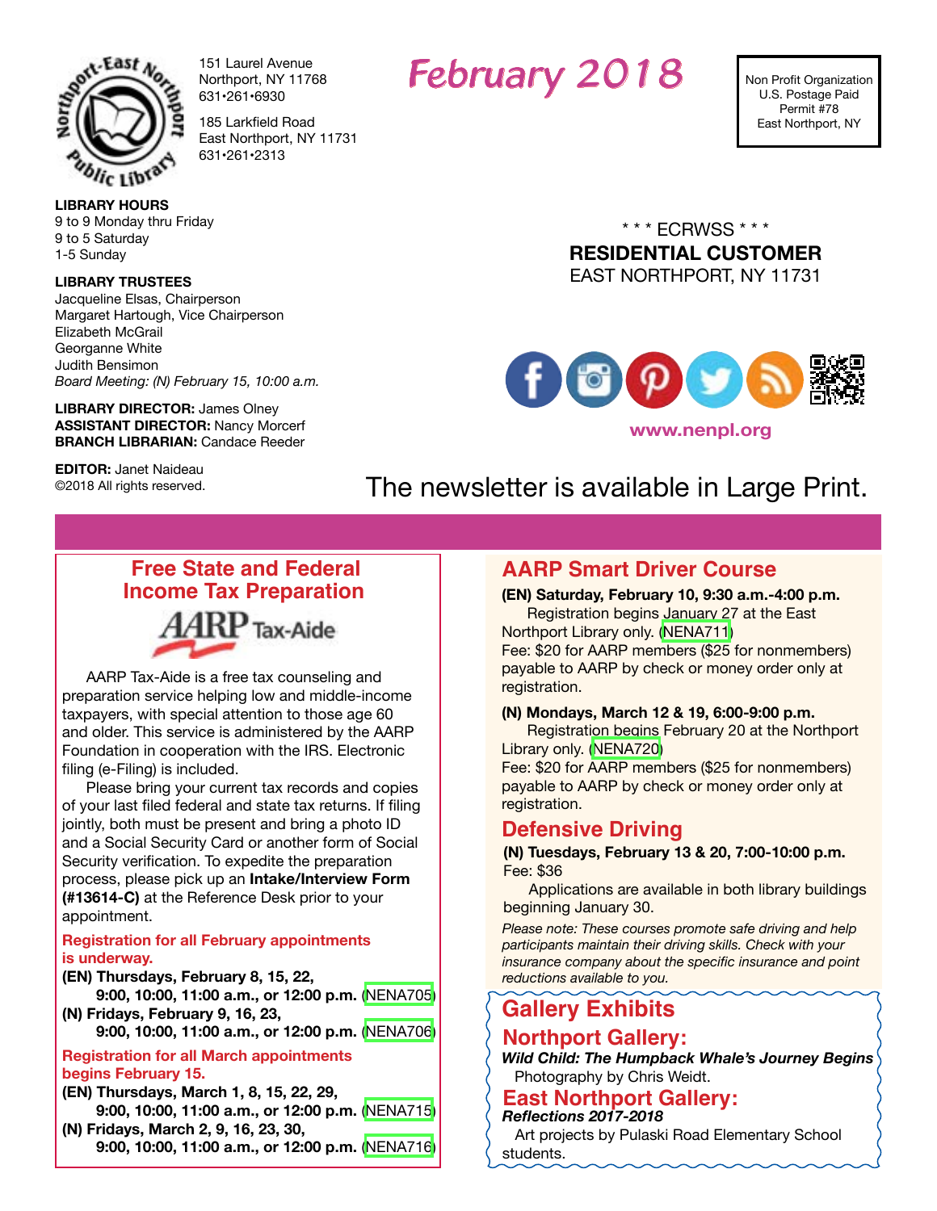151 Laurel Avenue
Northport, NY 11768
631•261•6930

185 Larkfield Road
East Northport, NY 11731
631•261•2313

# February 2018

Non Profit Organization
U.S. Postage Paid
Permit #78
East Northport, NY

**LIBRARY HOURS**
9 to 9 Monday thru Friday
9 to 5 Saturday
1-5 Sunday

**LIBRARY TRUSTEES**
Jacqueline Elsas, Chairperson
Margaret Hartough, Vice Chairperson
Elizabeth McGrail
Georganne White
Judith Bensimon
*Board Meeting: (N) February 15, 10:00 a.m.*

**LIBRARY DIRECTOR:** James Olney
**ASSISTANT DIRECTOR:** Nancy Morcerf
**BRANCH LIBRARIAN:** Candace Reeder

**EDITOR:** Janet Naideau
©2018 All rights reserved.

\* \* \* ECRWSS \* \* \*
**RESIDENTIAL CUSTOMER**
EAST NORTHPORT, NY 11731

www.nenpl.org

The newsletter is available in Large Print.

## Free State and Federal Income Tax Preparation

AARP Tax-Aide

AARP Tax-Aide is a free tax counseling and preparation service helping low and middle-income taxpayers, with special attention to those age 60 and older. This service is administered by the AARP Foundation in cooperation with the IRS. Electronic filing (e-Filing) is included.

Please bring your current tax records and copies of your last filed federal and state tax returns. If filing jointly, both must be present and bring a photo ID and a Social Security Card or another form of Social Security verification. To expedite the preparation process, please pick up an **Intake/Interview Form (#13614-C)** at the Reference Desk prior to your appointment.

**Registration for all February appointments is underway.**

**(EN) Thursdays, February 8, 15, 22,**
**9:00, 10:00, 11:00 a.m., or 12:00 p.m.** (NENA705)
**(N) Fridays, February 9, 16, 23,**
**9:00, 10:00, 11:00 a.m., or 12:00 p.m.** (NENA706)

**Registration for all March appointments begins February 15.**

**(EN) Thursdays, March 1, 8, 15, 22, 29,**
**9:00, 10:00, 11:00 a.m., or 12:00 p.m.** (NENA715)
**(N) Fridays, March 2, 9, 16, 23, 30,**
**9:00, 10:00, 11:00 a.m., or 12:00 p.m.** (NENA716)

## AARP Smart Driver Course

**(EN) Saturday, February 10, 9:30 a.m.-4:00 p.m.**
Registration begins January 27 at the East Northport Library only. (NENA711)
Fee: $20 for AARP members ($25 for nonmembers) payable to AARP by check or money order only at registration.

**(N) Mondays, March 12 & 19, 6:00-9:00 p.m.**
Registration begins February 20 at the Northport Library only. (NENA720)
Fee: $20 for AARP members ($25 for nonmembers) payable to AARP by check or money order only at registration.

## Defensive Driving

**(N) Tuesdays, February 13 & 20, 7:00-10:00 p.m.**
Fee: $36

Applications are available in both library buildings beginning January 30.

*Please note: These courses promote safe driving and help participants maintain their driving skills. Check with your insurance company about the specific insurance and point reductions available to you.*

## Gallery Exhibits

### Northport Gallery:

***Wild Child: The Humpback Whale's Journey Begins***
Photography by Chris Weidt.

### East Northport Gallery:

***Reflections 2017-2018***
Art projects by Pulaski Road Elementary School students.